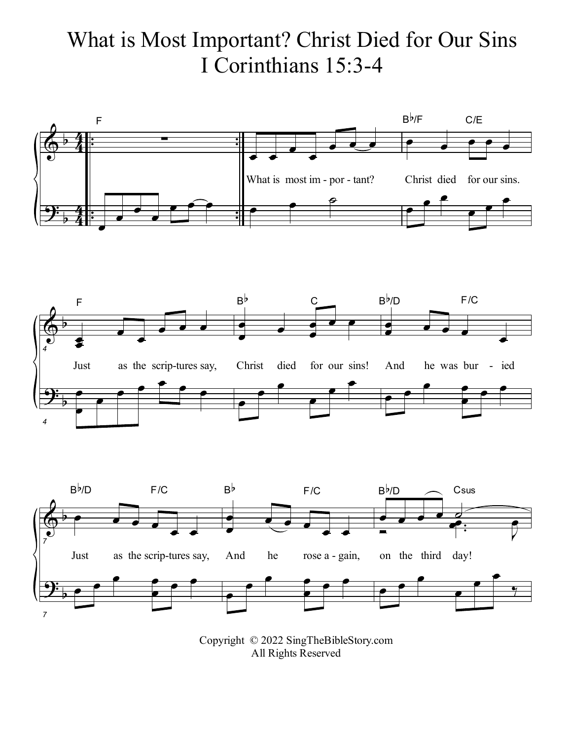# What is Most Important? Christ Died for Our Sins
# I Corinthians 15:3-4

What is most im - por - tant? Christ died for our sins.

Just as the scrip-tures say, Christ died for our sins! And he was bur - ied

Just as the scrip-tures say, And he rose a - gain, on the third day!

Copyright © 2022 SingTheBibleStory.com
All Rights Reserved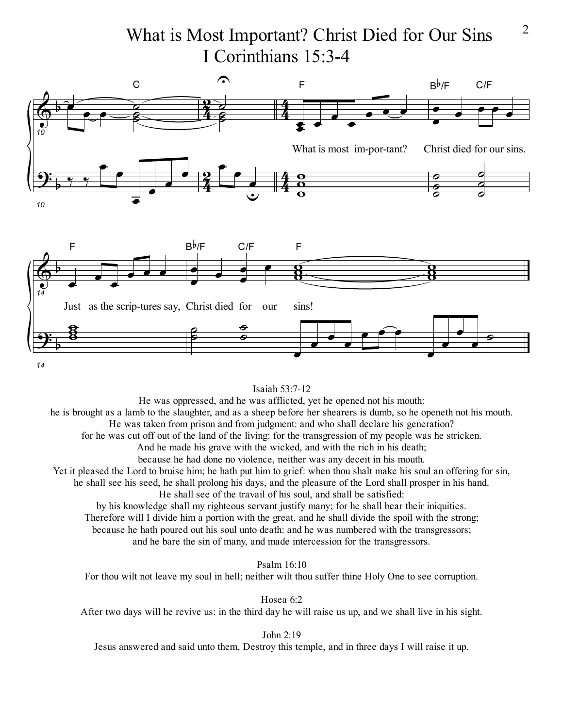# What is Most Important? Christ Died for Our Sins
## I Corinthians 15:3-4

What is most im-por-tant? Christ died for our sins.

Just as the scrip-tures say, Christ died for our sins!

Isaiah 53:7-12

He was oppressed, and he was afflicted, yet he opened not his mouth:
he is brought as a lamb to the slaughter, and as a sheep before her shearers is dumb, so he openeth not his mouth.
He was taken from prison and from judgment: and who shall declare his generation?
for he was cut off out of the land of the living: for the transgression of my people was he stricken.
And he made his grave with the wicked, and with the rich in his death;
because he had done no violence, neither was any deceit in his mouth.
Yet it pleased the Lord to bruise him; he hath put him to grief: when thou shalt make his soul an offering for sin,
he shall see his seed, he shall prolong his days, and the pleasure of the Lord shall prosper in his hand.
He shall see of the travail of his soul, and shall be satisfied:
by his knowledge shall my righteous servant justify many; for he shall bear their iniquities.
Therefore will I divide him a portion with the great, and he shall divide the spoil with the strong;
because he hath poured out his soul unto death: and he was numbered with the transgressors;
and he bare the sin of many, and made intercession for the transgressors.

Psalm 16:10

For thou wilt not leave my soul in hell; neither wilt thou suffer thine Holy One to see corruption.

Hosea 6:2

After two days will he revive us: in the third day he will raise us up, and we shall live in his sight.

John 2:19

Jesus answered and said unto them, Destroy this temple, and in three days I will raise it up.